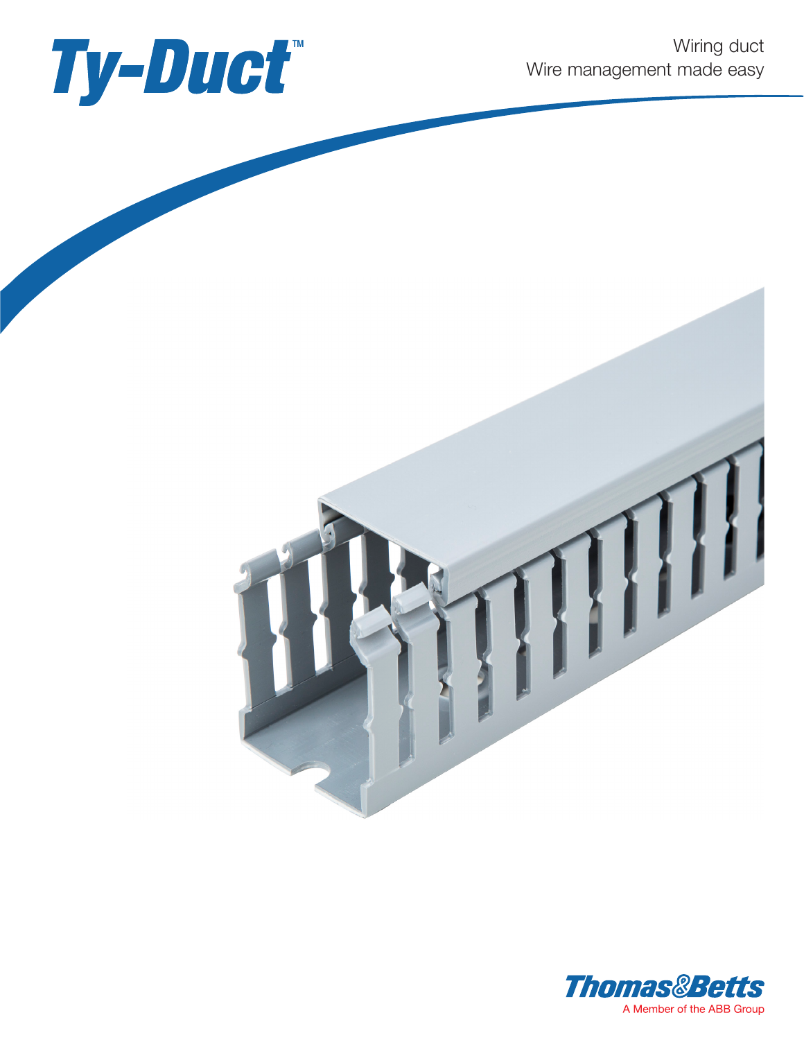# Ty-Duct™

Wiring duct
Wire management made easy

Thomas&Betts
A Member of the ABB Group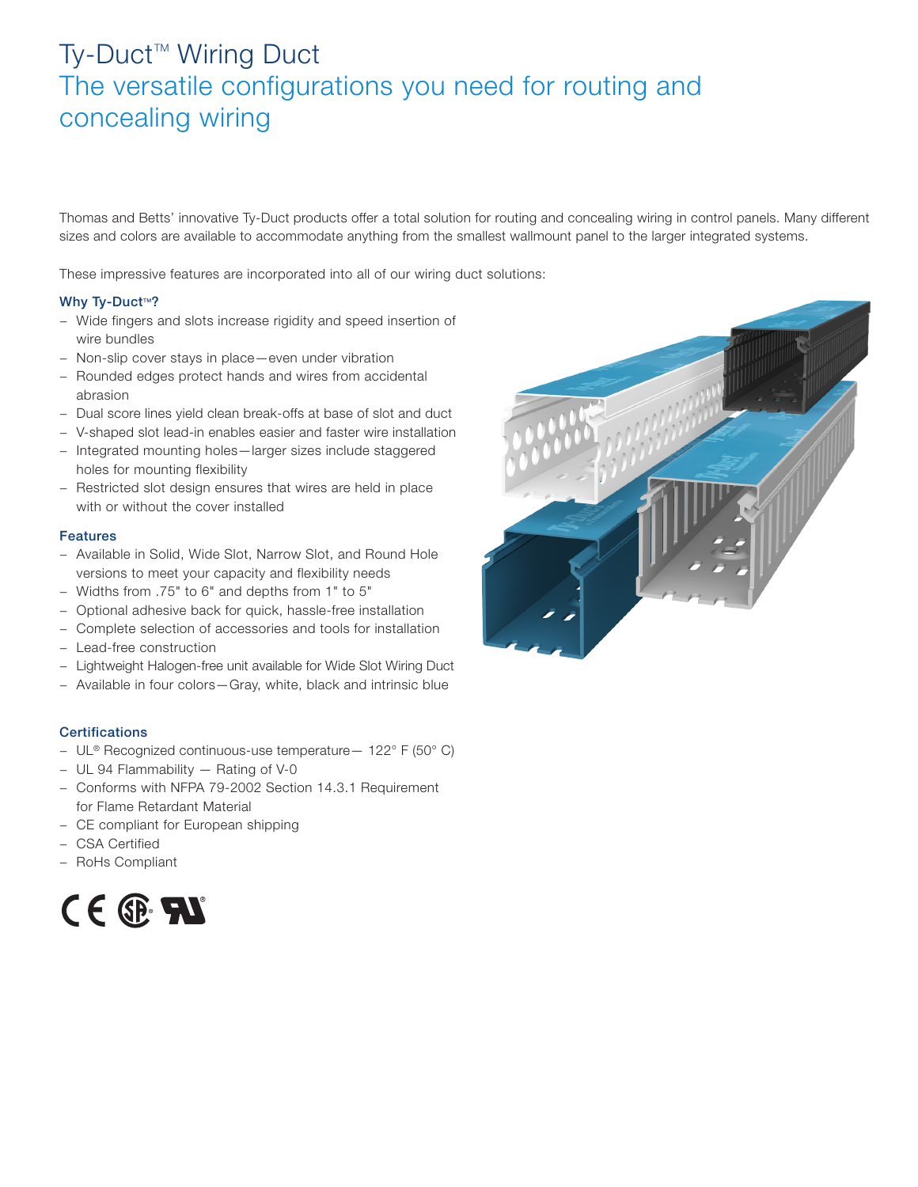# Ty-Duct™ Wiring Duct

## The versatile configurations you need for routing and concealing wiring

Thomas and Betts' innovative Ty-Duct products offer a total solution for routing and concealing wiring in control panels. Many different sizes and colors are available to accommodate anything from the smallest wallmount panel to the larger integrated systems.

These impressive features are incorporated into all of our wiring duct solutions:

### Why Ty-Duct™?

- Wide fingers and slots increase rigidity and speed insertion of wire bundles
- Non-slip cover stays in place—even under vibration
- Rounded edges protect hands and wires from accidental abrasion
- Dual score lines yield clean break-offs at base of slot and duct
- V-shaped slot lead-in enables easier and faster wire installation
- Integrated mounting holes—larger sizes include staggered holes for mounting flexibility
- Restricted slot design ensures that wires are held in place with or without the cover installed

### Features

- Available in Solid, Wide Slot, Narrow Slot, and Round Hole versions to meet your capacity and flexibility needs
- Widths from .75" to 6" and depths from 1" to 5"
- Optional adhesive back for quick, hassle-free installation
- Complete selection of accessories and tools for installation
- Lead-free construction
- Lightweight Halogen-free unit available for Wide Slot Wiring Duct
- Available in four colors—Gray, white, black and intrinsic blue

### Certifications

- UL® Recognized continuous-use temperature— 122° F (50° C)
- UL 94 Flammability — Rating of V-0
- Conforms with NFPA 79-2002 Section 14.3.1 Requirement for Flame Retardant Material
- CE compliant for European shipping
- CSA Certified
- RoHs Compliant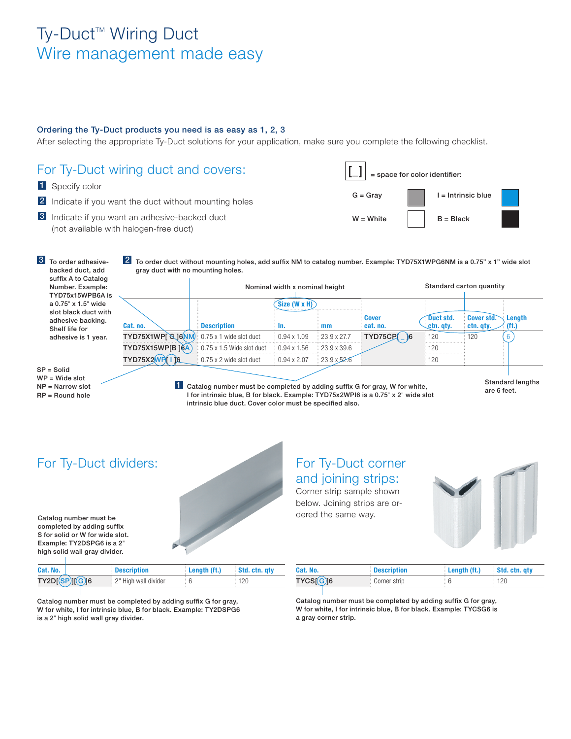# Ty-Duct™ Wiring Duct
## Wire management made easy

### Ordering the Ty-Duct products you need is as easy as 1, 2, 3

After selecting the appropriate Ty-Duct solutions for your application, make sure you complete the following checklist.

## For Ty-Duct wiring duct and covers:

1. Specify color
2. Indicate if you want the duct without mounting holes
3. Indicate if you want an adhesive-backed duct (not available with halogen-free duct)

[_] = space for color identifier:

G = Gray
I = Intrinsic blue
W = White
B = Black

**3** To order adhesive-backed duct, add suffix A to Catalog Number. Example: TYD75x15WPB6A is a 0.75" x 1.5" wide slot black duct with adhesive backing. Shelf life for adhesive is 1 year.

**2** To order duct without mounting holes, add suffix NM to catalog number. Example: TYD75X1WPG6NM is a 0.75" x 1" wide slot gray duct with no mounting holes.

| Cat. no. | Description | Size (W x H) In. | Size (W x H) mm | Cover cat. no. | Duct std. ctn. qty. | Cover std. ctn. qty. | Length (ft.) |
|---|---|---|---|---|---|---|---|
| TYD75X1WP[ G ]6NM | 0.75 x 1 wide slot duct | 0.94 x 1.09 | 23.9 x 27.7 | TYD75CP[ _ ]6 | 120 | 120 | 6 |
| TYD75X15WP[B ]6A | 0.75 x 1.5 Wide slot duct | 0.94 x 1.56 | 23.9 x 39.6 | | 120 | | |
| TYD75X2WP[ I ]6 | 0.75 x 2 wide slot duct | 0.94 x 2.07 | 23.9 x 52.6 | | 120 | | |

Nominal width x nominal height

Standard carton quantity

SP = Solid
WP = Wide slot
NP = Narrow slot
RP = Round hole

**1** Catalog number must be completed by adding suffix G for gray, W for white, I for intrinsic blue, B for black. Example: TYD75x2WPI6 is a 0.75" x 2" wide slot intrinsic blue duct. Cover color must be specified also.

Standard lengths are 6 feet.

## For Ty-Duct dividers:

Catalog number must be completed by adding suffix S for solid or W for wide slot. Example: TY2DSPG6 is a 2" high solid wall gray divider.

| Cat. No. | Description | Length (ft.) | Std. ctn. qty |
|---|---|---|---|
| TY2D[SP][G]6 | 2" High wall divider | 6 | 120 |

Catalog number must be completed by adding suffix G for gray, W for white, I for intrinsic blue, B for black. Example: TY2DSPG6 is a 2" high solid wall gray divider.

## For Ty-Duct corner and joining strips:

Corner strip sample shown below. Joining strips are ordered the same way.

| Cat. No. | Description | Length (ft.) | Std. ctn. qty |
|---|---|---|---|
| TYCS[G]6 | Corner strip | 6 | 120 |

Catalog number must be completed by adding suffix G for gray, W for white, I for intrinsic blue, B for black. Example: TYCSG6 is a gray corner strip.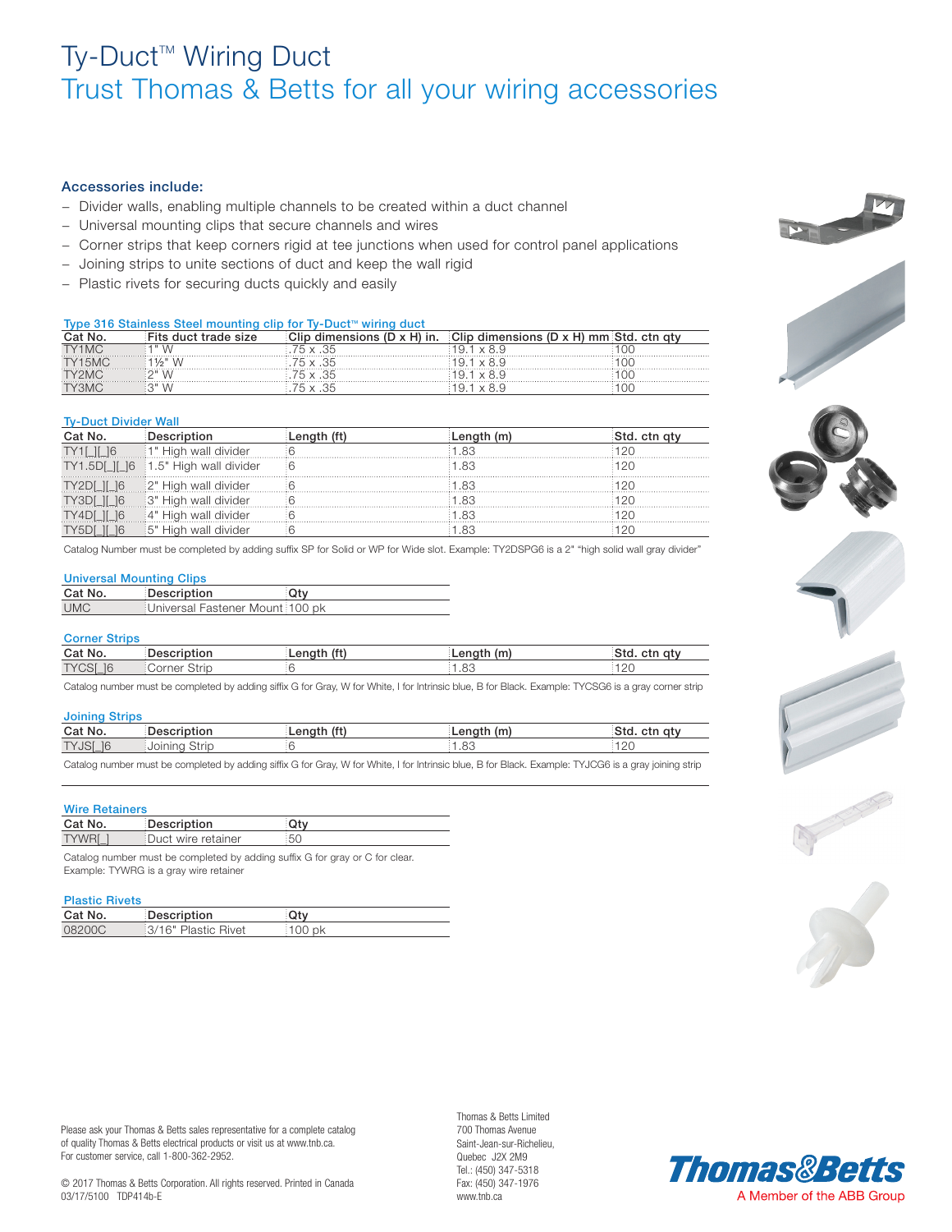# Ty-Duct™ Wiring Duct

## Trust Thomas & Betts for all your wiring accessories

### Accessories include:

- Divider walls, enabling multiple channels to be created within a duct channel
- Universal mounting clips that secure channels and wires
- Corner strips that keep corners rigid at tee junctions when used for control panel applications
- Joining strips to unite sections of duct and keep the wall rigid
- Plastic rivets for securing ducts quickly and easily

#### Type 316 Stainless Steel mounting clip for Ty-Duct™ wiring duct

| Cat No. | Fits duct trade size | Clip dimensions (D x H) in. | Clip dimensions (D x H) mm | Std. ctn qty |
|---|---|---|---|---|
| TY1MC | 1" W | .75 x .35 | 19.1 x 8.9 | 100 |
| TY15MC | 1½" W | .75 x .35 | 19.1 x 8.9 | 100 |
| TY2MC | 2" W | .75 x .35 | 19.1 x 8.9 | 100 |
| TY3MC | 3" W | .75 x .35 | 19.1 x 8.9 | 100 |

#### Ty-Duct Divider Wall

| Cat No. | Description | Length (ft) | Length (m) | Std. ctn qty |
|---|---|---|---|---|
| TY1[_][_]6 | 1" High wall divider | 6 | 1.83 | 120 |
| TY1.5D[_][_]6 | 1.5" High wall divider | 6 | 1.83 | 120 |
| TY2D[_][_]6 | 2" High wall divider | 6 | 1.83 | 120 |
| TY3D[_][_]6 | 3" High wall divider | 6 | 1.83 | 120 |
| TY4D[_][_]6 | 4" High wall divider | 6 | 1.83 | 120 |
| TY5D[_][_]6 | 5" High wall divider | 6 | 1.83 | 120 |

Catalog Number must be completed by adding suffix SP for Solid or WP for Wide slot. Example: TY2DSPG6 is a 2" "high solid wall gray divider"

#### Universal Mounting Clips

| Cat No. | Description | Qty |
|---|---|---|
| UMC | Universal Fastener Mount | 100 pk |

#### Corner Strips

| Cat No. | Description | Length (ft) | Length (m) | Std. ctn qty |
|---|---|---|---|---|
| TYCS[_]6 | Corner Strip | 6 | 1.83 | 120 |

Catalog number must be completed by adding siffix G for Gray, W for White, I for Intrinsic blue, B for Black. Example: TYCSG6 is a gray corner strip

#### Joining Strips

| Cat No. | Description | Length (ft) | Length (m) | Std. ctn qty |
|---|---|---|---|---|
| TYJS[_]6 | Joining Strip | 6 | 1.83 | 120 |

Catalog number must be completed by adding siffix G for Gray, W for White, I for Intrinsic blue, B for Black. Example: TYJCG6 is a gray joining strip

#### Wire Retainers

| Cat No. | Description | Qty |
|---|---|---|
| TYWR[_] | Duct wire retainer | 50 |

Catalog number must be completed by adding suffix G for gray or C for clear.
Example: TYWRG is a gray wire retainer

#### Plastic Rivets

| Cat No. | Description | Qty |
|---|---|---|
| 08200C | 3/16" Plastic Rivet | 100 pk |

Please ask your Thomas & Betts sales representative for a complete catalog of quality Thomas & Betts electrical products or visit us at www.tnb.ca.
For customer service, call 1-800-362-2952.

© 2017 Thomas & Betts Corporation. All rights reserved. Printed in Canada
03/17/5100 TDP414b-E

Thomas & Betts Limited
700 Thomas Avenue
Saint-Jean-sur-Richelieu,
Quebec J2X 2M9
Tel.: (450) 347-5318
Fax: (450) 347-1976
www.tnb.ca

Thomas&Betts
A Member of the ABB Group